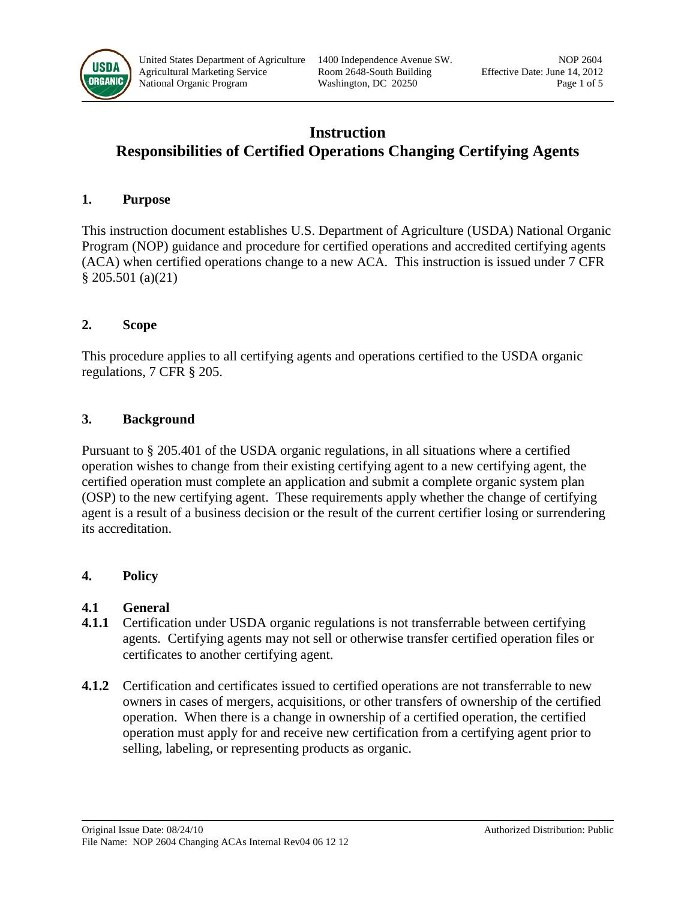# Instruction
# Responsibilities of Certified Operations Changing Certifying Agents

## 1. Purpose

This instruction document establishes U.S. Department of Agriculture (USDA) National Organic Program (NOP) guidance and procedure for certified operations and accredited certifying agents (ACA) when certified operations change to a new ACA. This instruction is issued under 7 CFR § 205.501 (a)(21)

## 2. Scope

This procedure applies to all certifying agents and operations certified to the USDA organic regulations, 7 CFR § 205.

## 3. Background

Pursuant to § 205.401 of the USDA organic regulations, in all situations where a certified operation wishes to change from their existing certifying agent to a new certifying agent, the certified operation must complete an application and submit a complete organic system plan (OSP) to the new certifying agent. These requirements apply whether the change of certifying agent is a result of a business decision or the result of the current certifier losing or surrendering its accreditation.

## 4. Policy

### 4.1 General

**4.1.1** Certification under USDA organic regulations is not transferrable between certifying agents. Certifying agents may not sell or otherwise transfer certified operation files or certificates to another certifying agent.

**4.1.2** Certification and certificates issued to certified operations are not transferrable to new owners in cases of mergers, acquisitions, or other transfers of ownership of the certified operation. When there is a change in ownership of a certified operation, the certified operation must apply for and receive new certification from a certifying agent prior to selling, labeling, or representing products as organic.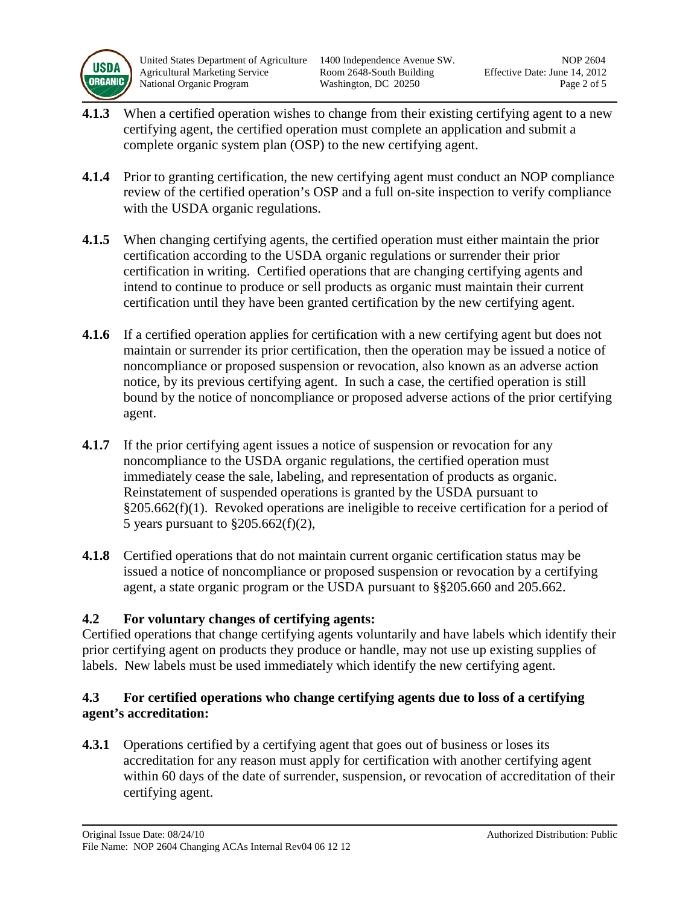**4.1.3** When a certified operation wishes to change from their existing certifying agent to a new certifying agent, the certified operation must complete an application and submit a complete organic system plan (OSP) to the new certifying agent.

**4.1.4** Prior to granting certification, the new certifying agent must conduct an NOP compliance review of the certified operation's OSP and a full on-site inspection to verify compliance with the USDA organic regulations.

**4.1.5** When changing certifying agents, the certified operation must either maintain the prior certification according to the USDA organic regulations or surrender their prior certification in writing. Certified operations that are changing certifying agents and intend to continue to produce or sell products as organic must maintain their current certification until they have been granted certification by the new certifying agent.

**4.1.6** If a certified operation applies for certification with a new certifying agent but does not maintain or surrender its prior certification, then the operation may be issued a notice of noncompliance or proposed suspension or revocation, also known as an adverse action notice, by its previous certifying agent. In such a case, the certified operation is still bound by the notice of noncompliance or proposed adverse actions of the prior certifying agent.

**4.1.7** If the prior certifying agent issues a notice of suspension or revocation for any noncompliance to the USDA organic regulations, the certified operation must immediately cease the sale, labeling, and representation of products as organic. Reinstatement of suspended operations is granted by the USDA pursuant to §205.662(f)(1). Revoked operations are ineligible to receive certification for a period of 5 years pursuant to §205.662(f)(2),

**4.1.8** Certified operations that do not maintain current organic certification status may be issued a notice of noncompliance or proposed suspension or revocation by a certifying agent, a state organic program or the USDA pursuant to §§205.660 and 205.662.

### 4.2 For voluntary changes of certifying agents:

Certified operations that change certifying agents voluntarily and have labels which identify their prior certifying agent on products they produce or handle, may not use up existing supplies of labels. New labels must be used immediately which identify the new certifying agent.

### 4.3 For certified operations who change certifying agents due to loss of a certifying agent's accreditation:

**4.3.1** Operations certified by a certifying agent that goes out of business or loses its accreditation for any reason must apply for certification with another certifying agent within 60 days of the date of surrender, suspension, or revocation of accreditation of their certifying agent.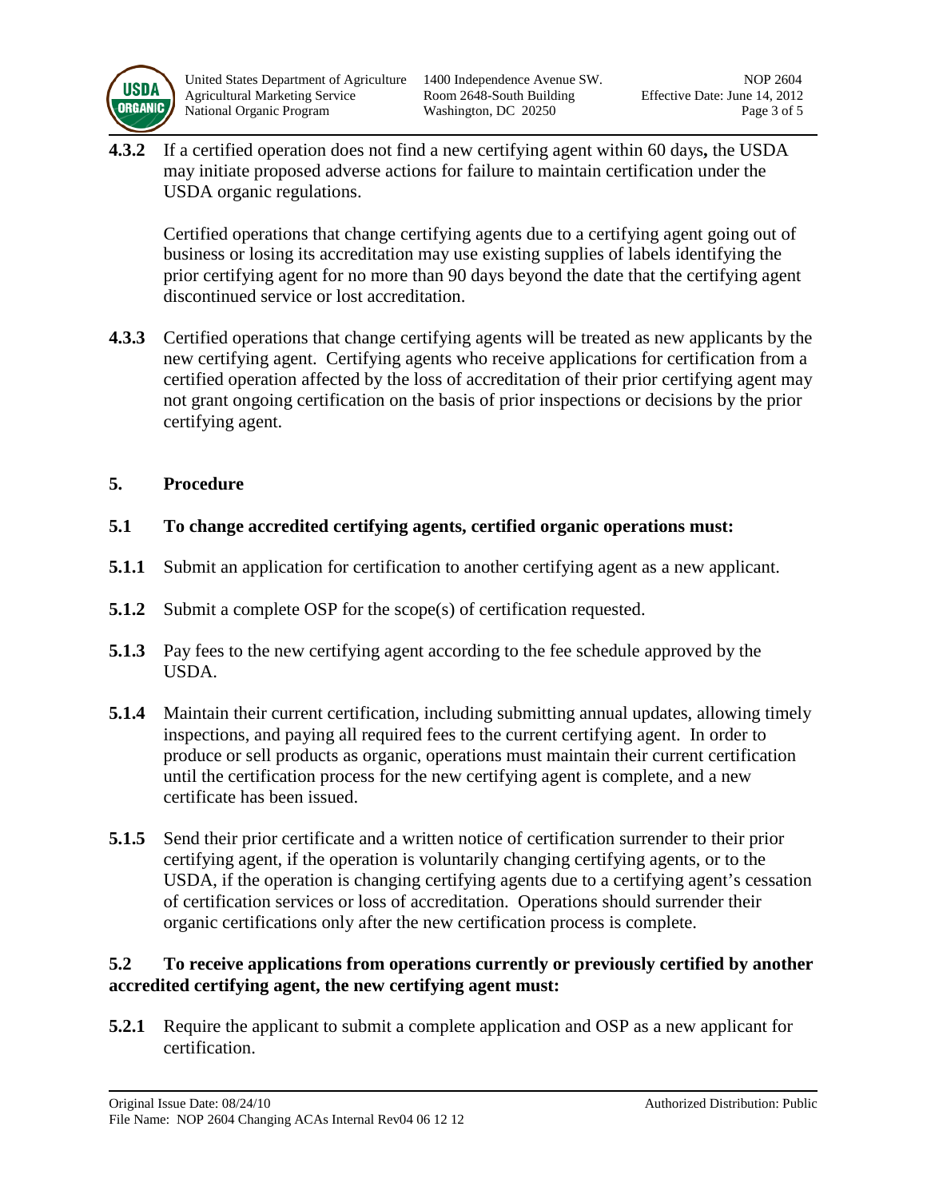**4.3.2** If a certified operation does not find a new certifying agent within 60 days**,** the USDA may initiate proposed adverse actions for failure to maintain certification under the USDA organic regulations.

Certified operations that change certifying agents due to a certifying agent going out of business or losing its accreditation may use existing supplies of labels identifying the prior certifying agent for no more than 90 days beyond the date that the certifying agent discontinued service or lost accreditation.

**4.3.3** Certified operations that change certifying agents will be treated as new applicants by the new certifying agent. Certifying agents who receive applications for certification from a certified operation affected by the loss of accreditation of their prior certifying agent may not grant ongoing certification on the basis of prior inspections or decisions by the prior certifying agent.

## 5. Procedure

### 5.1 To change accredited certifying agents, certified organic operations must:

**5.1.1** Submit an application for certification to another certifying agent as a new applicant.

**5.1.2** Submit a complete OSP for the scope(s) of certification requested.

**5.1.3** Pay fees to the new certifying agent according to the fee schedule approved by the USDA.

**5.1.4** Maintain their current certification, including submitting annual updates, allowing timely inspections, and paying all required fees to the current certifying agent. In order to produce or sell products as organic, operations must maintain their current certification until the certification process for the new certifying agent is complete, and a new certificate has been issued.

**5.1.5** Send their prior certificate and a written notice of certification surrender to their prior certifying agent, if the operation is voluntarily changing certifying agents, or to the USDA, if the operation is changing certifying agents due to a certifying agent's cessation of certification services or loss of accreditation. Operations should surrender their organic certifications only after the new certification process is complete.

### 5.2 To receive applications from operations currently or previously certified by another accredited certifying agent, the new certifying agent must:

**5.2.1** Require the applicant to submit a complete application and OSP as a new applicant for certification.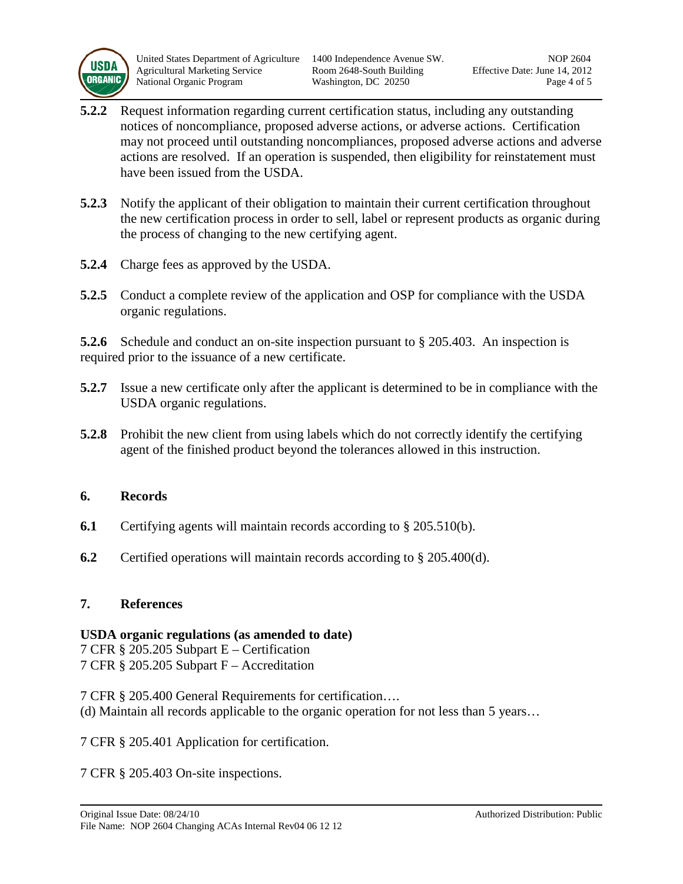**5.2.2** Request information regarding current certification status, including any outstanding notices of noncompliance, proposed adverse actions, or adverse actions. Certification may not proceed until outstanding noncompliances, proposed adverse actions and adverse actions are resolved. If an operation is suspended, then eligibility for reinstatement must have been issued from the USDA.

**5.2.3** Notify the applicant of their obligation to maintain their current certification throughout the new certification process in order to sell, label or represent products as organic during the process of changing to the new certifying agent.

**5.2.4** Charge fees as approved by the USDA.

**5.2.5** Conduct a complete review of the application and OSP for compliance with the USDA organic regulations.

**5.2.6** Schedule and conduct an on-site inspection pursuant to § 205.403. An inspection is required prior to the issuance of a new certificate.

**5.2.7** Issue a new certificate only after the applicant is determined to be in compliance with the USDA organic regulations.

**5.2.8** Prohibit the new client from using labels which do not correctly identify the certifying agent of the finished product beyond the tolerances allowed in this instruction.

## 6. Records

**6.1** Certifying agents will maintain records according to § 205.510(b).

**6.2** Certified operations will maintain records according to § 205.400(d).

## 7. References

**USDA organic regulations (as amended to date)**

7 CFR § 205.205 Subpart E – Certification
7 CFR § 205.205 Subpart F – Accreditation

7 CFR § 205.400 General Requirements for certification….
(d) Maintain all records applicable to the organic operation for not less than 5 years…

7 CFR § 205.401 Application for certification.

7 CFR § 205.403 On-site inspections.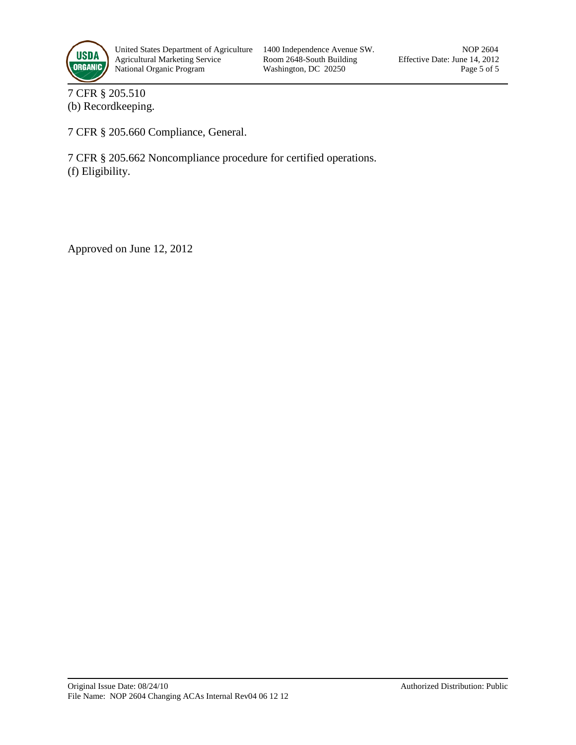7 CFR § 205.510
(b) Recordkeeping.

7 CFR § 205.660 Compliance, General.

7 CFR § 205.662 Noncompliance procedure for certified operations.
(f) Eligibility.

Approved on June 12, 2012